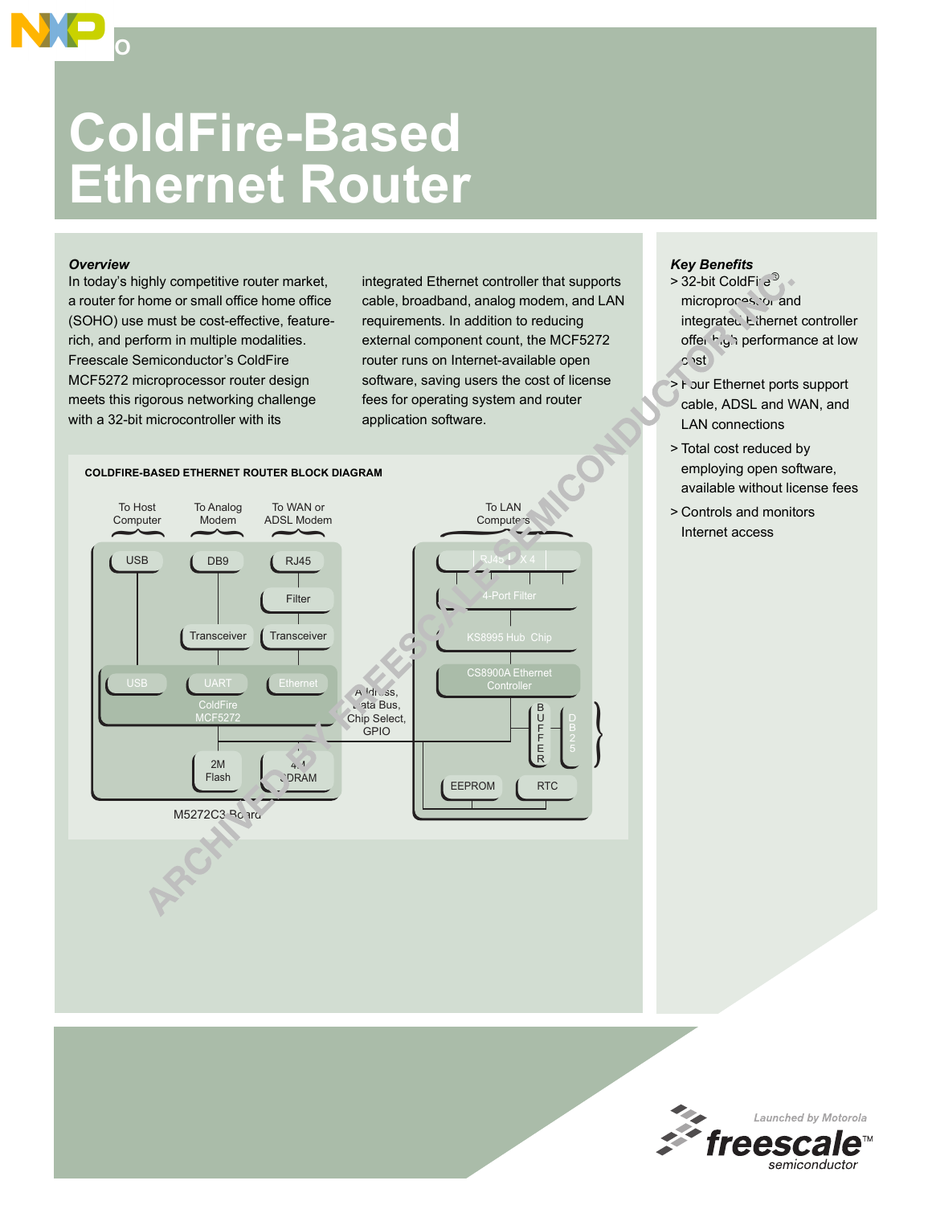# ColdFire-Based Ethernet Router

### *Overview*

In today's highly competitive router market, a router for home or small office home office (SOHO) use must be cost-effective, feature-rich, and perform in multiple modalities. Freescale Semiconductor's ColdFire MCF5272 microprocessor router design meets this rigorous networking challenge with a 32-bit microcontroller with its integrated Ethernet controller that supports cable, broadband, analog modem, and LAN requirements. In addition to reducing external component count, the MCF5272 router runs on Internet-available open software, saving users the cost of license fees for operating system and router application software.

**COLDFIRE-BASED ETHERNET ROUTER BLOCK DIAGRAM**

To Host Computer | To Analog Modem | To WAN or ADSL Modem | To LAN Computers

USB | DB9 | RJ45 | Filter | Transceiver | Transceiver | USB | UART | Ethernet | ColdFire MCF5272 | 2M Flash | 4M SDRAM | M5272C3 Board

Address, Data Bus, Chip Select, GPIO

RJ45 X 4 | 4-Port Filter | KS8995 Hub Chip | CS8900A Ethernet Controller | BUFFER | DB25 | EEPROM | RTC

### *Key Benefits*

- 32-bit ColdFire® microprocessor and integrated Ethernet controller offer high performance at low cost
- Four Ethernet ports support cable, ADSL and WAN, and LAN connections
- Total cost reduced by employing open software, available without license fees
- Controls and monitors Internet access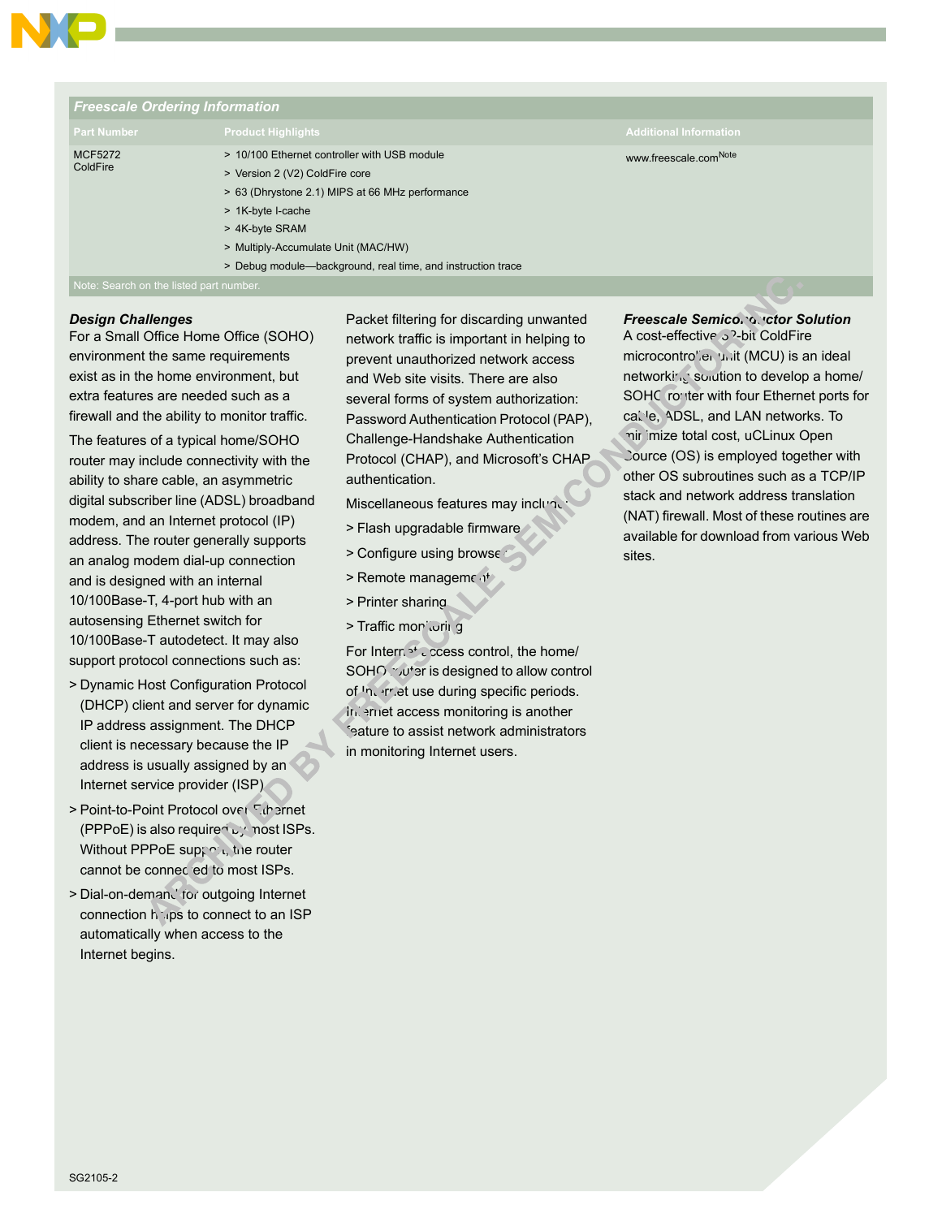## Freescale Ordering Information

| Part Number | Product Highlights | Additional Information |
|---|---|---|
| MCF5272 ColdFire | > 10/100 Ethernet controller with USB module<br>> Version 2 (V2) ColdFire core<br>> 63 (Dhrystone 2.1) MIPS at 66 MHz performance<br>> 1K-byte I-cache<br>> 4K-byte SRAM<br>> Multiply-Accumulate Unit (MAC/HW)<br>> Debug module—background, real time, and instruction trace | www.freescale.com[Note] |

Note: Search on the listed part number.

### *Design Challenges*

For a Small Office Home Office (SOHO) environment the same requirements exist as in the home environment, but extra features are needed such as a firewall and the ability to monitor traffic.

The features of a typical home/SOHO router may include connectivity with the ability to share cable, an asymmetric digital subscriber line (ADSL) broadband modem, and an Internet protocol (IP) address. The router generally supports an analog modem dial-up connection and is designed with an internal 10/100Base-T, 4-port hub with an autosensing Ethernet switch for 10/100Base-T autodetect. It may also support protocol connections such as:

- Dynamic Host Configuration Protocol (DHCP) client and server for dynamic IP address assignment. The DHCP client is necessary because the IP address is usually assigned by an Internet service provider (ISP).
- Point-to-Point Protocol over Ethernet (PPPoE) is also required by most ISPs. Without PPPoE support, the router cannot be connected to most ISPs.
- Dial-on-demand for outgoing Internet connection helps to connect to an ISP automatically when access to the Internet begins.

Packet filtering for discarding unwanted network traffic is important in helping to prevent unauthorized network access and Web site visits. There are also several forms of system authorization: Password Authentication Protocol (PAP), Challenge-Handshake Authentication Protocol (CHAP), and Microsoft's CHAP authentication.

Miscellaneous features may include:

- Flash upgradable firmware
- Configure using browser
- Remote management
- Printer sharing
- Traffic monitoring

For Internet access control, the home/SOHO router is designed to allow control of Internet use during specific periods. Internet access monitoring is another feature to assist network administrators in monitoring Internet users.

### *Freescale Semiconductor Solution*

A cost-effective 32-bit ColdFire microcontroller unit (MCU) is an ideal networking solution to develop a home/SOHO router with four Ethernet ports for cable, ADSL, and LAN networks. To minimize total cost, uCLinux Open Source (OS) is employed together with other OS subroutines such as a TCP/IP stack and network address translation (NAT) firewall. Most of these routines are available for download from various Web sites.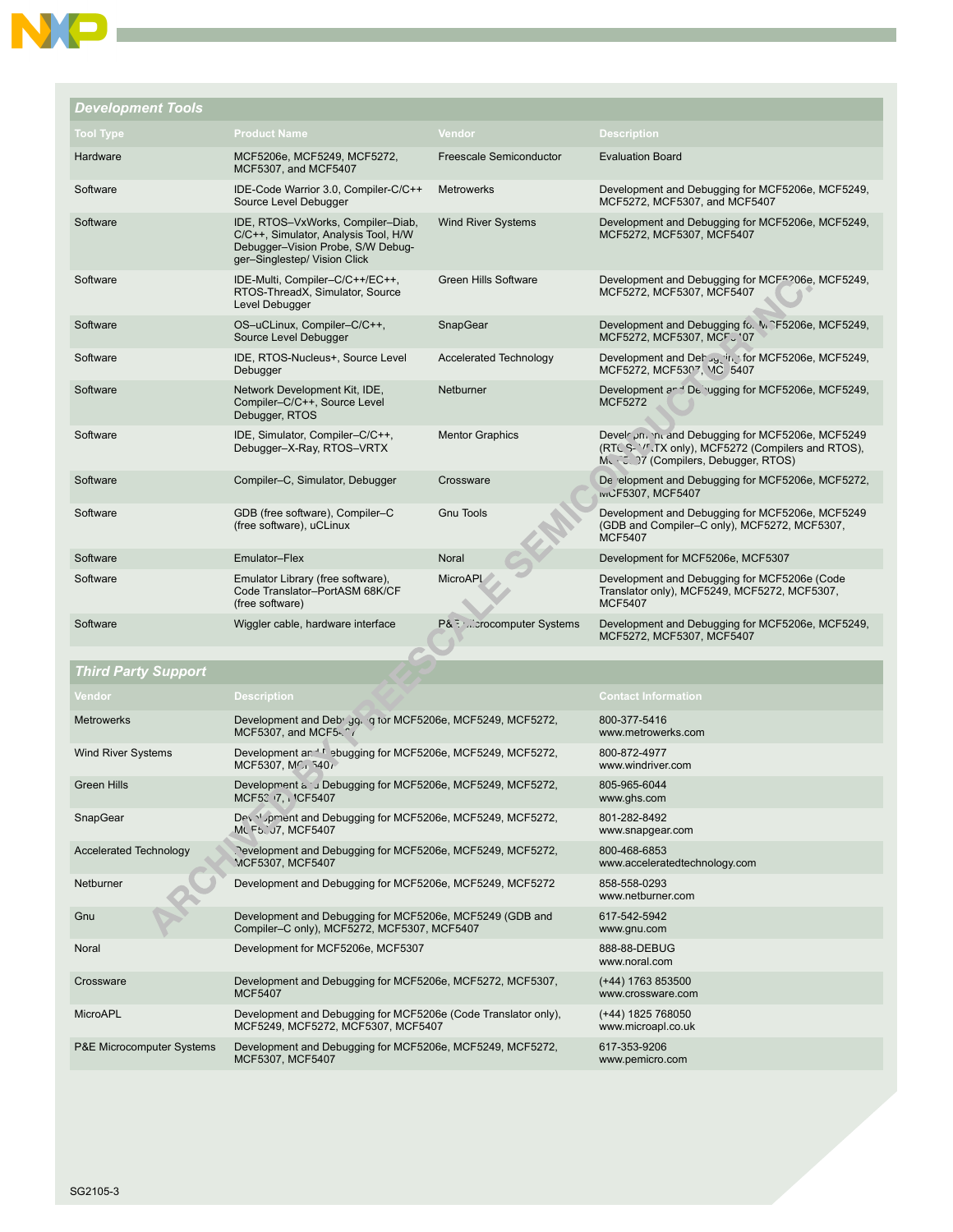## Development Tools

| Tool Type | Product Name | Vendor | Description |
|---|---|---|---|
| Hardware | MCF5206e, MCF5249, MCF5272, MCF5307, and MCF5407 | Freescale Semiconductor | Evaluation Board |
| Software | IDE-Code Warrior 3.0, Compiler-C/C++ Source Level Debugger | Metrowerks | Development and Debugging for MCF5206e, MCF5249, MCF5272, MCF5307, and MCF5407 |
| Software | IDE, RTOS–VxWorks, Compiler–Diab, C/C++, Simulator, Analysis Tool, H/W Debugger–Vision Probe, S/W Debugger–Singlestep/ Vision Click | Wind River Systems | Development and Debugging for MCF5206e, MCF5249, MCF5272, MCF5307, MCF5407 |
| Software | IDE-Multi, Compiler–C/C++/EC++, RTOS-ThreadX, Simulator, Source Level Debugger | Green Hills Software | Development and Debugging for MCF5206e, MCF5249, MCF5272, MCF5307, MCF5407 |
| Software | OS–uCLinux, Compiler–C/C++, Source Level Debugger | SnapGear | Development and Debugging for MCF5206e, MCF5249, MCF5272, MCF5307, MCF5407 |
| Software | IDE, RTOS-Nucleus+, Source Level Debugger | Accelerated Technology | Development and Debugging for MCF5206e, MCF5249, MCF5272, MCF5307, MCF5407 |
| Software | Network Development Kit, IDE, Compiler–C/C++, Source Level Debugger, RTOS | Netburner | Development and Debugging for MCF5206e, MCF5249, MCF5272 |
| Software | IDE, Simulator, Compiler–C/C++, Debugger–X-Ray, RTOS–VRTX | Mentor Graphics | Development and Debugging for MCF5206e, MCF5249 (RTOS–VRTX only), MCF5272 (Compilers and RTOS), MCF5307 (Compilers, Debugger, RTOS) |
| Software | Compiler–C, Simulator, Debugger | Crossware | Development and Debugging for MCF5206e, MCF5272, MCF5307, MCF5407 |
| Software | GDB (free software), Compiler–C (free software), uCLinux | Gnu Tools | Development and Debugging for MCF5206e, MCF5249 (GDB and Compiler–C only), MCF5272, MCF5307, MCF5407 |
| Software | Emulator–Flex | Noral | Development for MCF5206e, MCF5307 |
| Software | Emulator Library (free software), Code Translator–PortASM 68K/CF (free software) | MicroAPL | Development and Debugging for MCF5206e (Code Translator only), MCF5249, MCF5272, MCF5307, MCF5407 |
| Software | Wiggler cable, hardware interface | P&E Microcomputer Systems | Development and Debugging for MCF5206e, MCF5249, MCF5272, MCF5307, MCF5407 |

## Third Party Support

| Vendor | Description | Contact Information |
|---|---|---|
| Metrowerks | Development and Debugging for MCF5206e, MCF5249, MCF5272, MCF5307, and MCF5407 | 800-377-5416<br>www.metrowerks.com |
| Wind River Systems | Development and Debugging for MCF5206e, MCF5249, MCF5272, MCF5307, MCF5407 | 800-872-4977<br>www.windriver.com |
| Green Hills | Development and Debugging for MCF5206e, MCF5249, MCF5272, MCF5307, MCF5407 | 805-965-6044<br>www.ghs.com |
| SnapGear | Development and Debugging for MCF5206e, MCF5249, MCF5272, MCF5307, MCF5407 | 801-282-8492<br>www.snapgear.com |
| Accelerated Technology | Development and Debugging for MCF5206e, MCF5249, MCF5272, MCF5307, MCF5407 | 800-468-6853<br>www.acceleratedtechnology.com |
| Netburner | Development and Debugging for MCF5206e, MCF5249, MCF5272 | 858-558-0293<br>www.netburner.com |
| Gnu | Development and Debugging for MCF5206e, MCF5249 (GDB and Compiler–C only), MCF5272, MCF5307, MCF5407 | 617-542-5942<br>www.gnu.com |
| Noral | Development for MCF5206e, MCF5307 | 888-88-DEBUG<br>www.noral.com |
| Crossware | Development and Debugging for MCF5206e, MCF5272, MCF5307, MCF5407 | (+44) 1763 853500<br>www.crossware.com |
| MicroAPL | Development and Debugging for MCF5206e (Code Translator only), MCF5249, MCF5272, MCF5307, MCF5407 | (+44) 1825 768050<br>www.microapl.co.uk |
| P&E Microcomputer Systems | Development and Debugging for MCF5206e, MCF5249, MCF5272, MCF5307, MCF5407 | 617-353-9206<br>www.pemicro.com |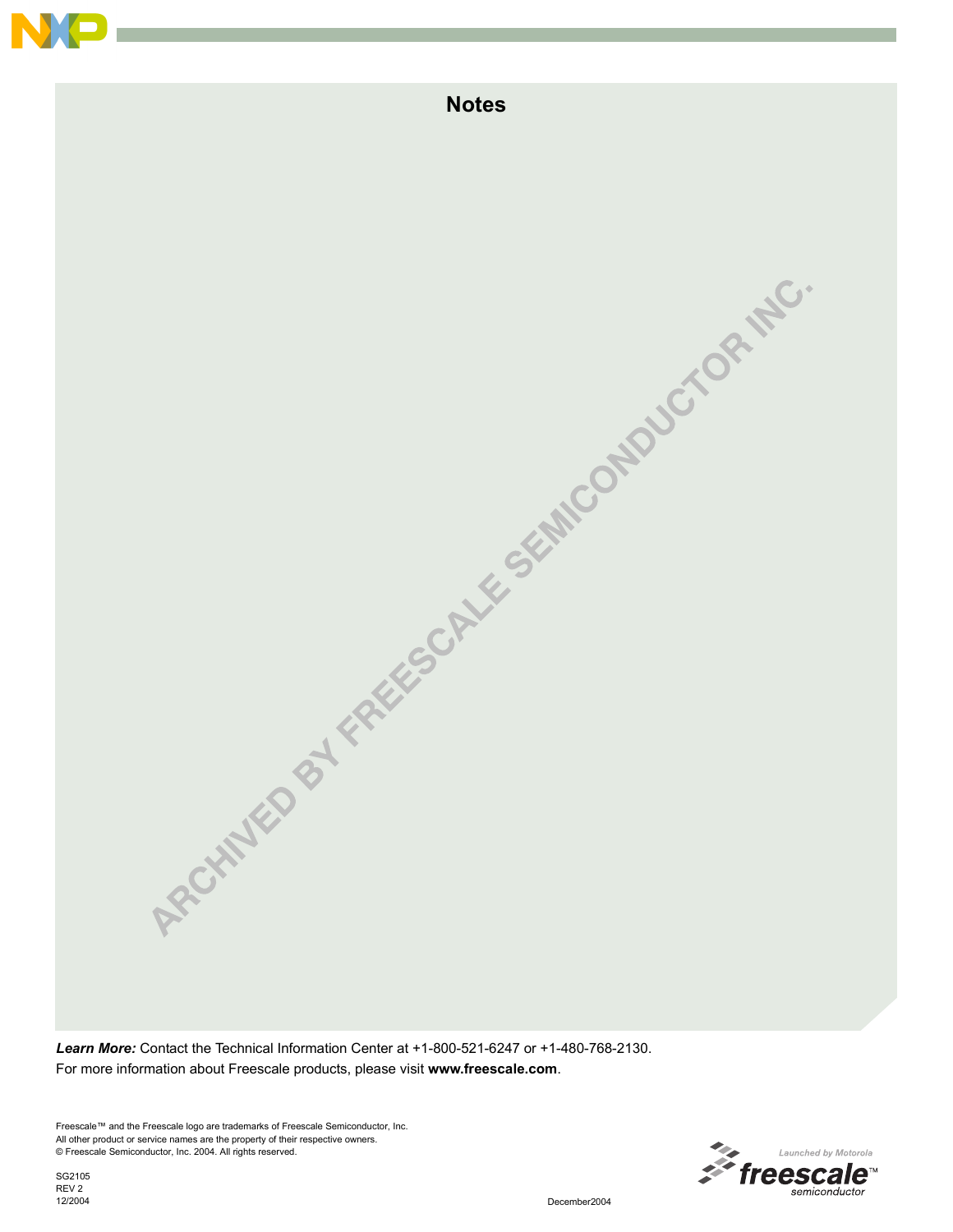## Notes

ARCHIVED BY FREESCALE SEMICONDUCTOR INC.

***Learn More:*** Contact the Technical Information Center at +1-800-521-6247 or +1-480-768-2130.
For more information about Freescale products, please visit **www.freescale.com**.

Freescale™ and the Freescale logo are trademarks of Freescale Semiconductor, Inc.
All other product or service names are the property of their respective owners.
© Freescale Semiconductor, Inc. 2004. All rights reserved.

SG2105
REV 2
12/2004

December2004